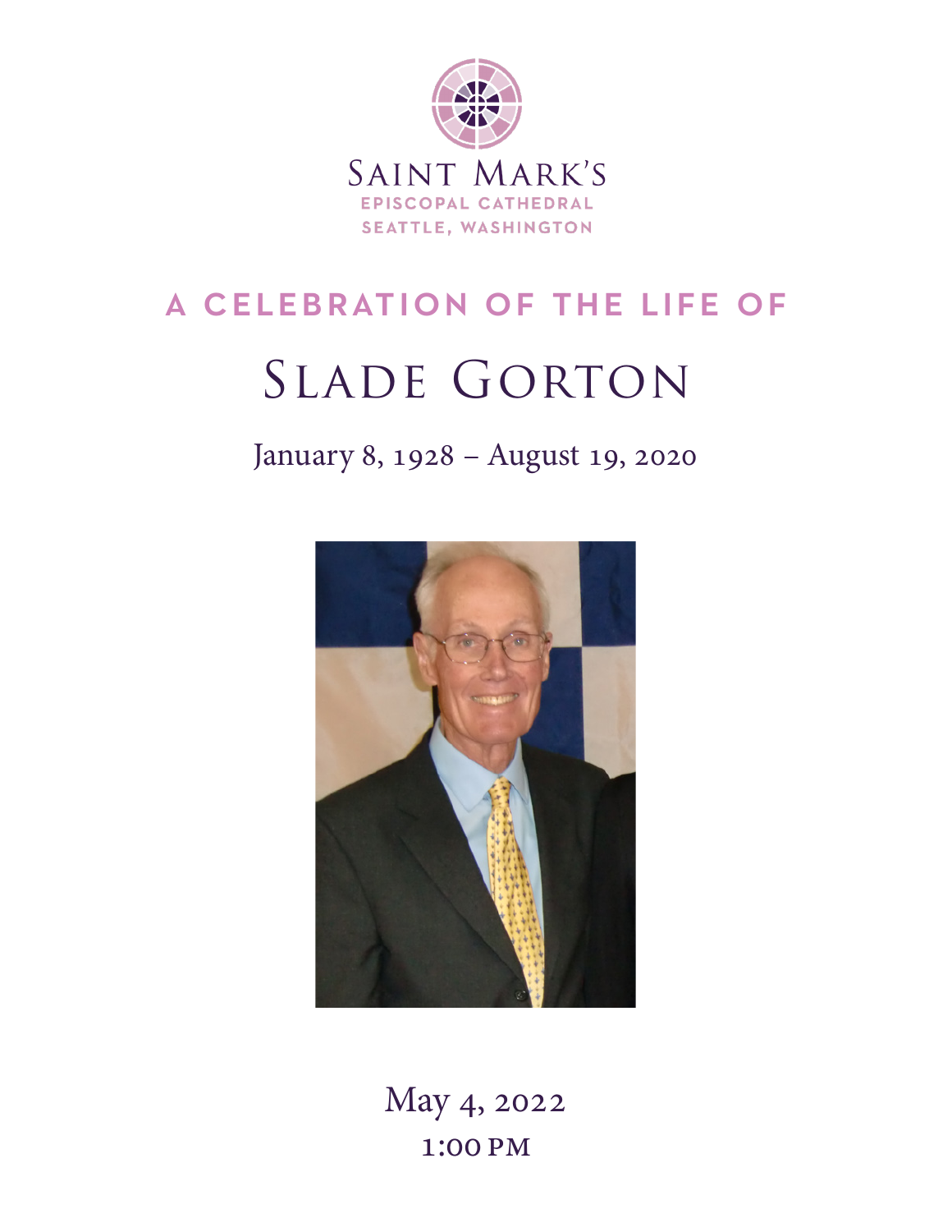Saint Mark's

Episcopal Cathedral

Seattle, Washington

## A CELEBRATION OF THE LIFE OF

# Slade Gorton

January 8, 1928 – August 19, 2020

May 4, 2022

1:00 PM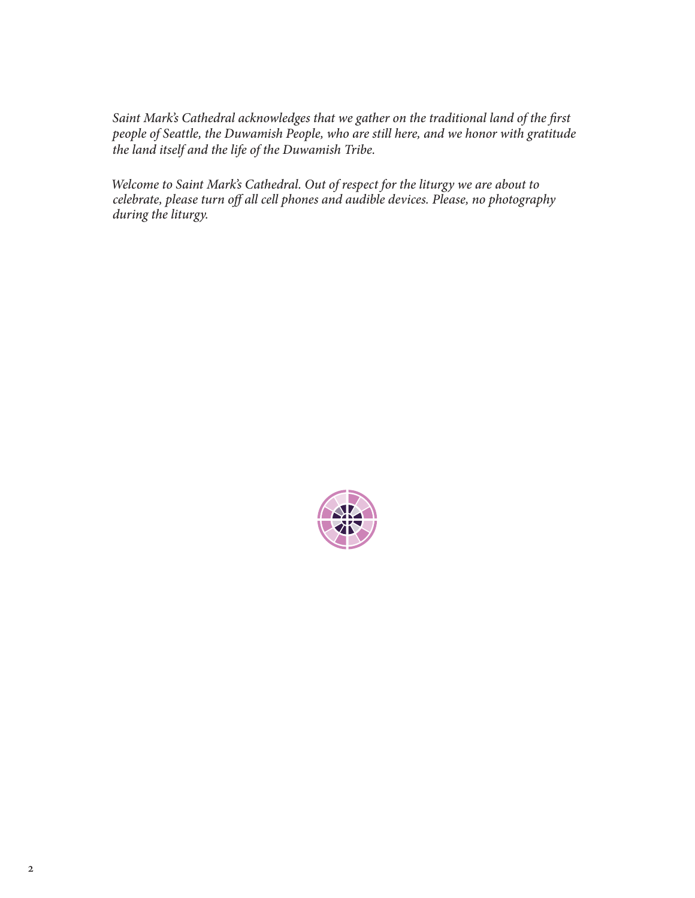*Saint Mark's Cathedral acknowledges that we gather on the traditional land of the first people of Seattle, the Duwamish People, who are still here, and we honor with gratitude the land itself and the life of the Duwamish Tribe.*

*Welcome to Saint Mark's Cathedral. Out of respect for the liturgy we are about to celebrate, please turn off all cell phones and audible devices. Please, no photography during the liturgy.*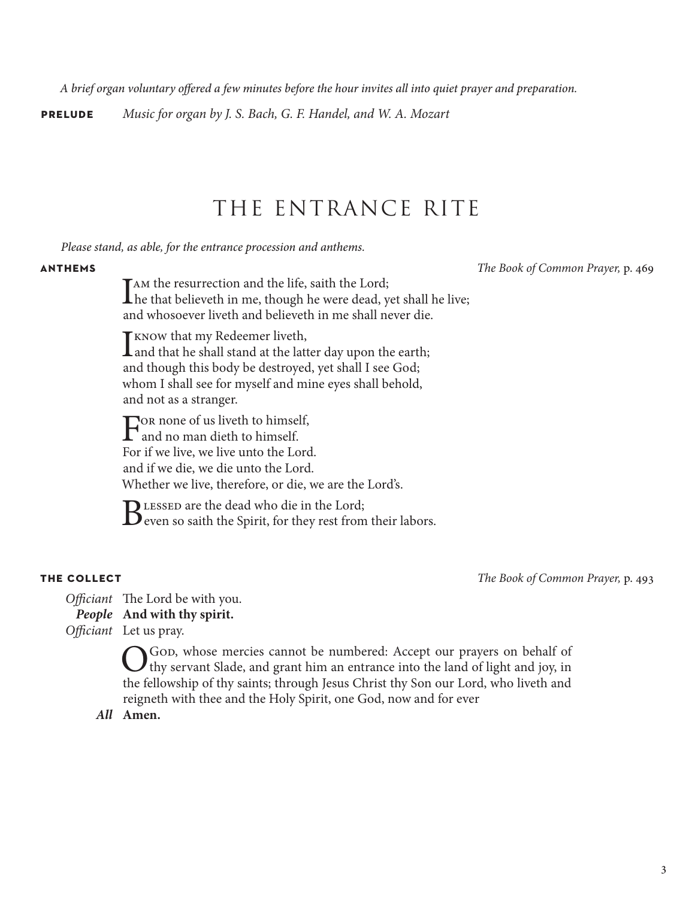*A brief organ voluntary offered a few minutes before the hour invites all into quiet prayer and preparation.*

**PRELUDE** *Music for organ by J. S. Bach, G. F. Handel, and W. A. Mozart*

# THE ENTRANCE RITE

*Please stand, as able, for the entrance procession and anthems.*

**ANTHEMS** *The Book of Common Prayer,* p. 469

I AM the resurrection and the life, saith the Lord;
he that believeth in me, though he were dead, yet shall he live;
and whosoever liveth and believeth in me shall never die.

I KNOW that my Redeemer liveth,
and that he shall stand at the latter day upon the earth;
and though this body be destroyed, yet shall I see God;
whom I shall see for myself and mine eyes shall behold,
and not as a stranger.

FOR none of us liveth to himself,
and no man dieth to himself.
For if we live, we live unto the Lord.
and if we die, we die unto the Lord.
Whether we live, therefore, or die, we are the Lord's.

BLESSED are the dead who die in the Lord;
even so saith the Spirit, for they rest from their labors.

**THE COLLECT** *The Book of Common Prayer,* p. 493

*Officiant* The Lord be with you.
***People*** **And with thy spirit.**
*Officiant* Let us pray.

O GOD, whose mercies cannot be numbered: Accept our prayers on behalf of thy servant Slade, and grant him an entrance into the land of light and joy, in the fellowship of thy saints; through Jesus Christ thy Son our Lord, who liveth and reigneth with thee and the Holy Spirit, one God, now and for ever

***All*** **Amen.**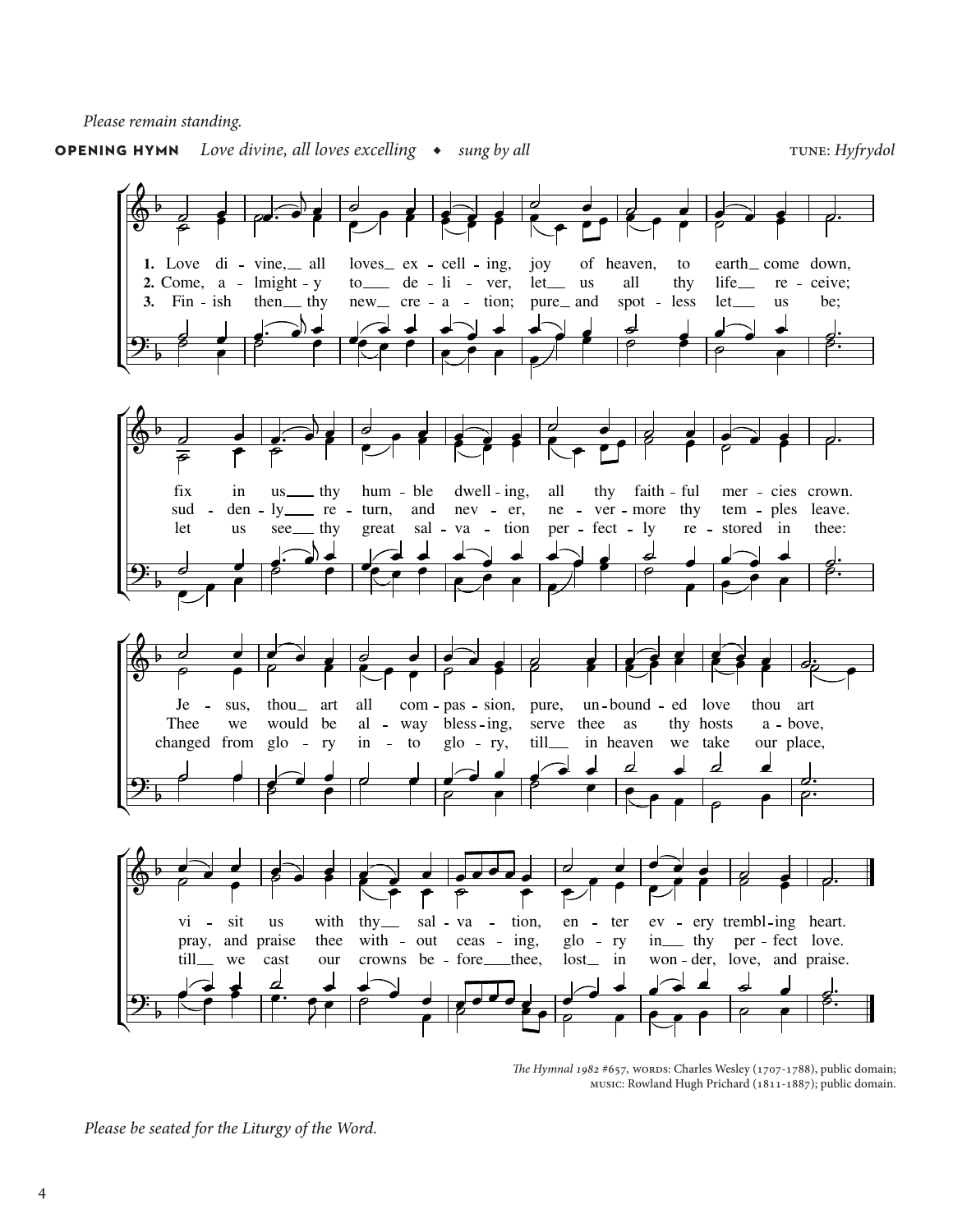*Please remain standing.*

**OPENING HYMN** *Love divine, all loves excelling* ◆ *sung by all* TUNE: *Hyfrydol*

1. Love divine, all loves excelling, joy of heaven, to earth come down, fix in us thy humble dwelling, all thy faithful mercies crown. Jesus, thou art all compassion, pure, unbounded love thou art visit us with thy salvation, enter every trembling heart.

2. Come, almighty to deliver, let us all thy life receive; suddenly return, and never, nevermore thy temples leave. Thee we would be always blessing, serve thee as thy hosts above, pray, and praise thee without ceasing, glory in thy perfect love.

3. Finish then thy new creation; pure and spotless let us be; let us see thy great salvation perfectly restored in thee: changed from glory into glory, till in heaven we take our place, till we cast our crowns before thee, lost in wonder, love, and praise.

*The Hymnal 1982* #657, WORDS: Charles Wesley (1707-1788), public domain;
MUSIC: Rowland Hugh Prichard (1811-1887); public domain.

*Please be seated for the Liturgy of the Word.*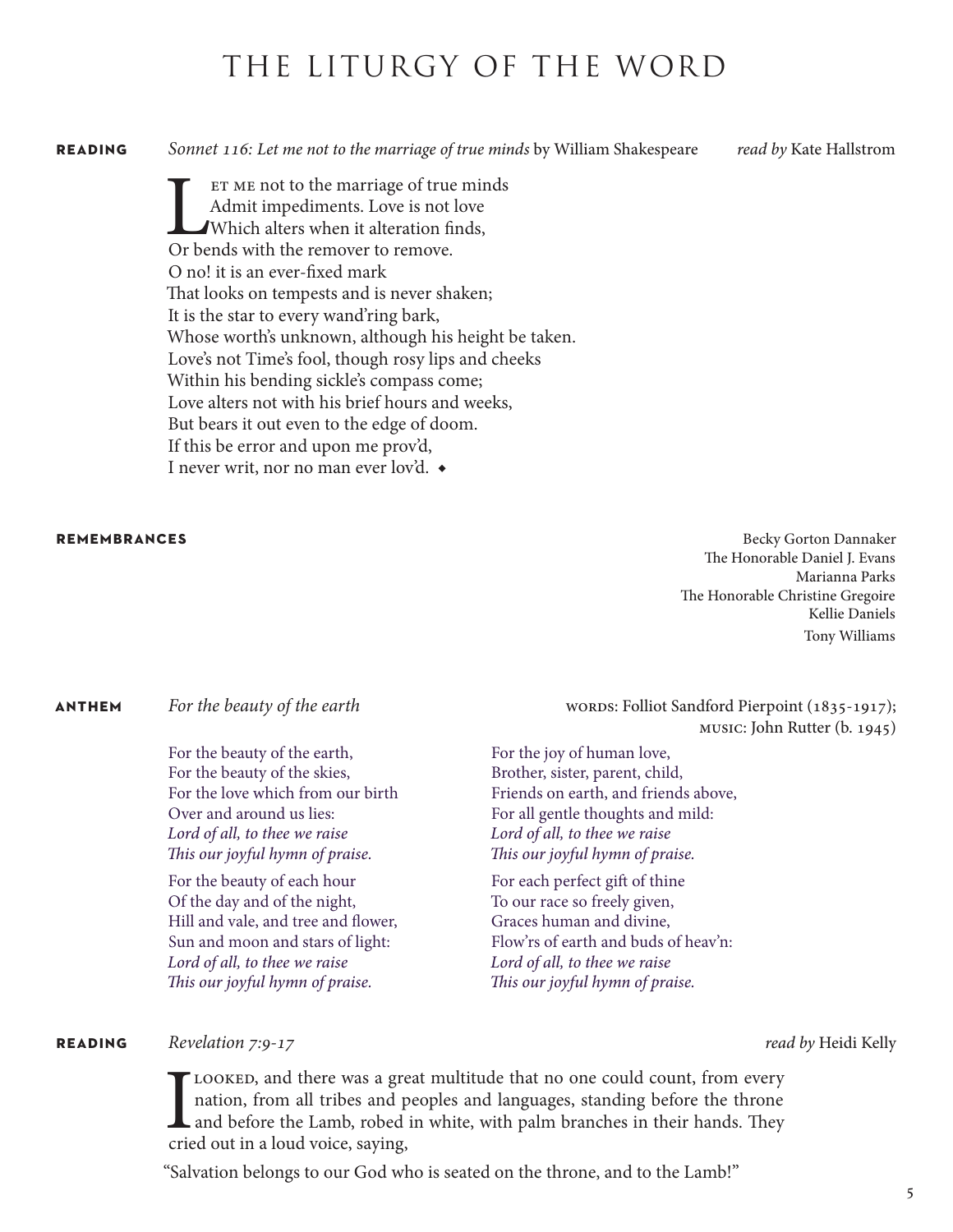# THE LITURGY OF THE WORD

**READING** *Sonnet 116: Let me not to the marriage of true minds* by William Shakespeare *read by* Kate Hallstrom

Let me not to the marriage of true minds  
Admit impediments. Love is not love  
Which alters when it alteration finds,  
Or bends with the remover to remove.  
O no! it is an ever-fixed mark  
That looks on tempests and is never shaken;  
It is the star to every wand'ring bark,  
Whose worth's unknown, although his height be taken.  
Love's not Time's fool, though rosy lips and cheeks  
Within his bending sickle's compass come;  
Love alters not with his brief hours and weeks,  
But bears it out even to the edge of doom.  
If this be error and upon me prov'd,  
I never writ, nor no man ever lov'd. ◆

**REMEMBRANCES**

Becky Gorton Dannaker  
The Honorable Daniel J. Evans  
Marianna Parks  
The Honorable Christine Gregoire  
Kellie Daniels  
Tony Williams

**ANTHEM** *For the beauty of the earth* WORDS: Folliot Sandford Pierpoint (1835-1917); MUSIC: John Rutter (b. 1945)

For the beauty of the earth,  
For the beauty of the skies,  
For the love which from our birth  
Over and around us lies:  
*Lord of all, to thee we raise*  
*This our joyful hymn of praise.*

For the beauty of each hour  
Of the day and of the night,  
Hill and vale, and tree and flower,  
Sun and moon and stars of light:  
*Lord of all, to thee we raise*  
*This our joyful hymn of praise.*

For the joy of human love,  
Brother, sister, parent, child,  
Friends on earth, and friends above,  
For all gentle thoughts and mild:  
*Lord of all, to thee we raise*  
*This our joyful hymn of praise.*

For each perfect gift of thine  
To our race so freely given,  
Graces human and divine,  
Flow'rs of earth and buds of heav'n:  
*Lord of all, to thee we raise*  
*This our joyful hymn of praise.*

**READING** *Revelation 7:9-17* *read by* Heidi Kelly

I looked, and there was a great multitude that no one could count, from every nation, from all tribes and peoples and languages, standing before the throne and before the Lamb, robed in white, with palm branches in their hands. They cried out in a loud voice, saying,

"Salvation belongs to our God who is seated on the throne, and to the Lamb!"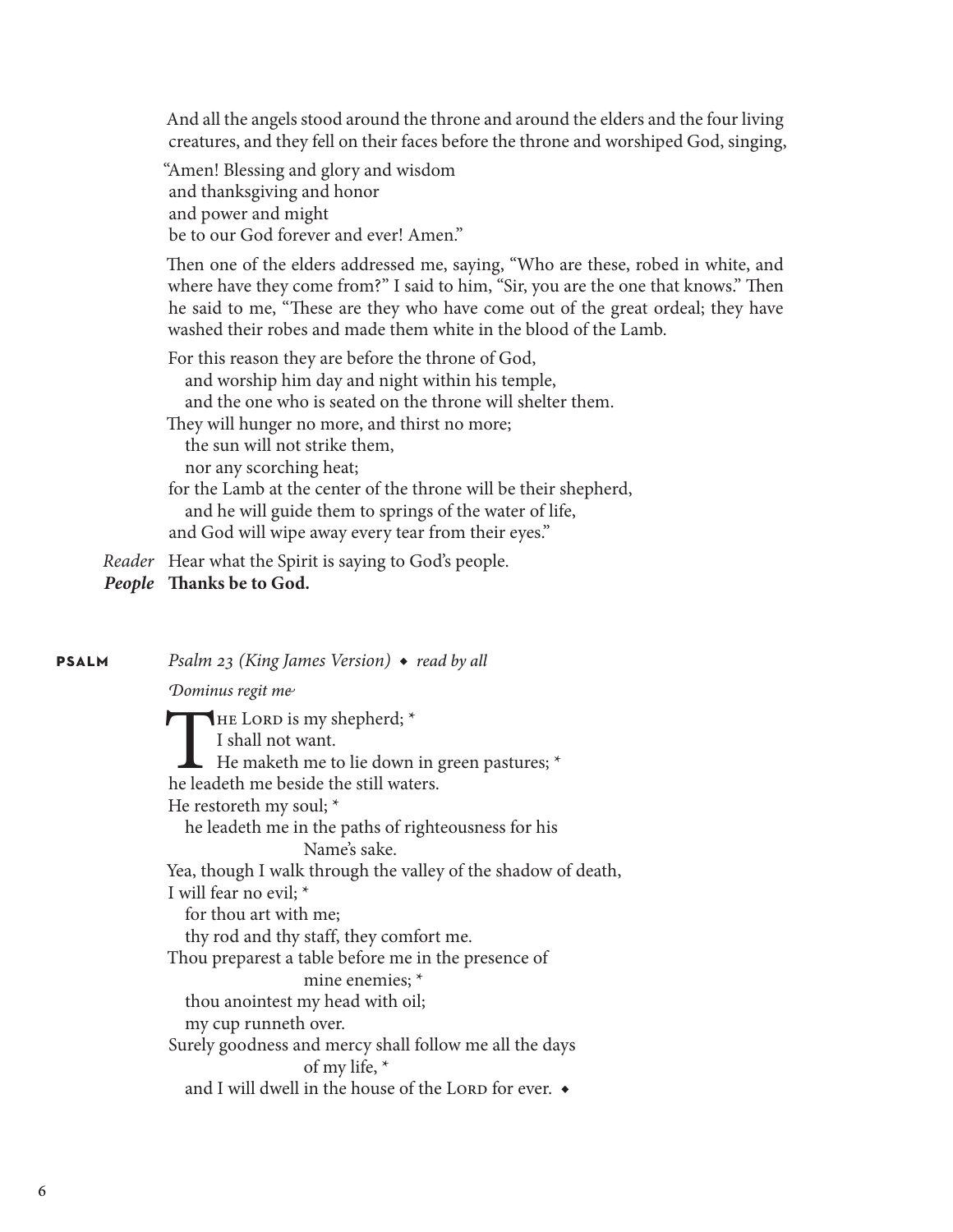And all the angels stood around the throne and around the elders and the four living creatures, and they fell on their faces before the throne and worshiped God, singing,

"Amen! Blessing and glory and wisdom  
and thanksgiving and honor  
and power and might  
be to our God forever and ever! Amen."

Then one of the elders addressed me, saying, "Who are these, robed in white, and where have they come from?" I said to him, "Sir, you are the one that knows." Then he said to me, "These are they who have come out of the great ordeal; they have washed their robes and made them white in the blood of the Lamb.

For this reason they are before the throne of God,  
  and worship him day and night within his temple,  
  and the one who is seated on the throne will shelter them.  
They will hunger no more, and thirst no more;  
  the sun will not strike them,  
  nor any scorching heat;  
for the Lamb at the center of the throne will be their shepherd,  
  and he will guide them to springs of the water of life,  
and God will wipe away every tear from their eyes."

*Reader* Hear what the Spirit is saying to God's people.  
***People*** **Thanks be to God.**

**PSALM** *Psalm 23 (King James Version)* ◆ *read by all*

*Dominus regit me*

The Lord is my shepherd; *  
  I shall not want.  
He maketh me to lie down in green pastures; *  
  he leadeth me beside the still waters.  
He restoreth my soul; *  
  he leadeth me in the paths of righteousness for his Name's sake.  
Yea, though I walk through the valley of the shadow of death,  
I will fear no evil; *  
  for thou art with me;  
  thy rod and thy staff, they comfort me.  
Thou preparest a table before me in the presence of mine enemies; *  
  thou anointest my head with oil;  
  my cup runneth over.  
Surely goodness and mercy shall follow me all the days of my life, *  
  and I will dwell in the house of the Lord for ever. ◆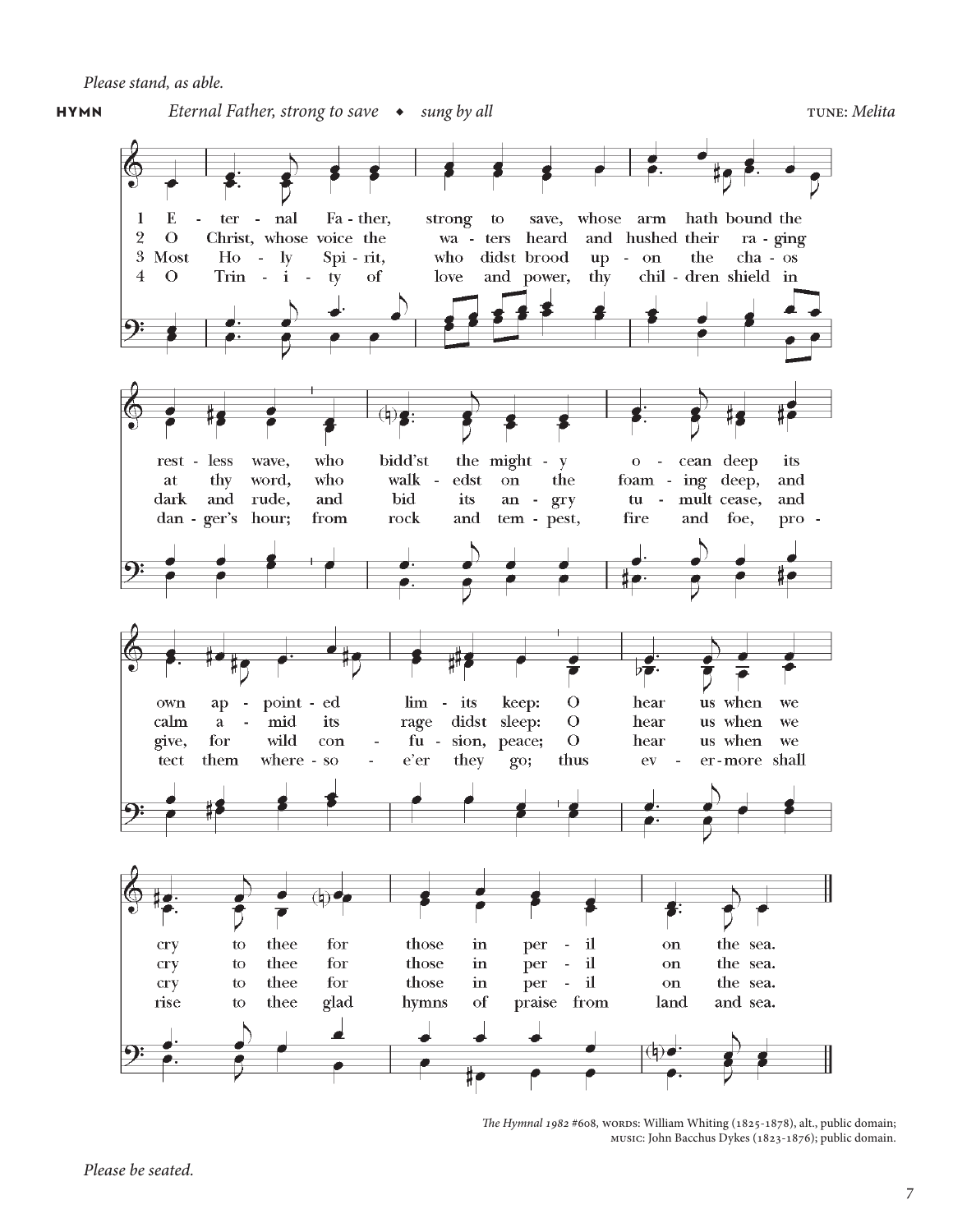*Please stand, as able.*

**HYMN** *Eternal Father, strong to save* ◆ *sung by all* TUNE: *Melita*

1 Eternal Father, strong to save, whose arm hath bound the restless wave, who bidd'st the mighty ocean deep its own appointed limits keep: O hear us when we cry to thee for those in peril on the sea.

2 O Christ, whose voice the waters heard and hushed their raging at thy word, who walkedst on the foaming deep, and calm amid its rage didst sleep: O hear us when we cry to thee for those in peril on the sea.

3 Most Holy Spirit, who didst brood upon the chaos dark and rude, and bid its angry tumult cease, and give, for wild confusion, peace; O hear us when we cry to thee for those in peril on the sea.

4 O Trinity of love and power, thy children shield in danger's hour; from rock and tempest, fire and foe, protect them wheresoe'er they go; thus evermore shall rise to thee glad hymns of praise from land and sea.

*The Hymnal 1982* #608, WORDS: William Whiting (1825-1878), alt., public domain; MUSIC: John Bacchus Dykes (1823-1876); public domain.

*Please be seated.*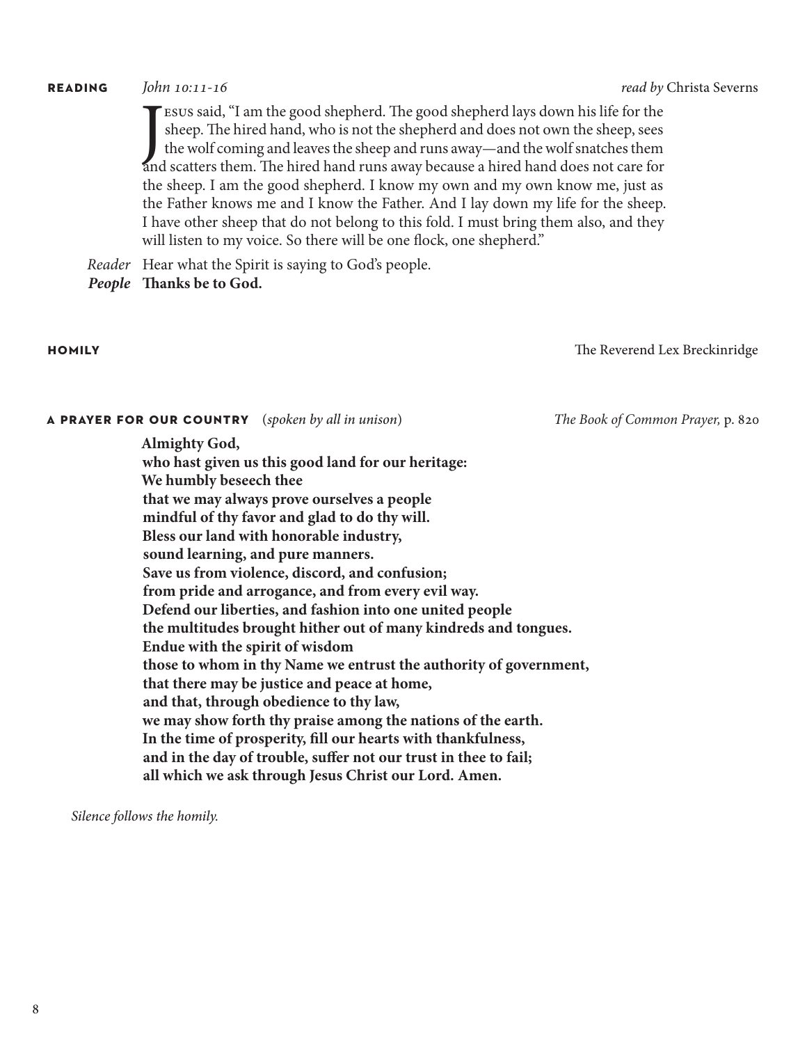**READING** *John 10:11-16* *read by* Christa Severns

Jesus said, "I am the good shepherd. The good shepherd lays down his life for the sheep. The hired hand, who is not the shepherd and does not own the sheep, sees the wolf coming and leaves the sheep and runs away—and the wolf snatches them and scatters them. The hired hand runs away because a hired hand does not care for the sheep. I am the good shepherd. I know my own and my own know me, just as the Father knows me and I know the Father. And I lay down my life for the sheep. I have other sheep that do not belong to this fold. I must bring them also, and they will listen to my voice. So there will be one flock, one shepherd."

*Reader* Hear what the Spirit is saying to God's people.
***People*** **Thanks be to God.**

**HOMILY** The Reverend Lex Breckinridge

**A PRAYER FOR OUR COUNTRY** (*spoken by all in unison*) *The Book of Common Prayer,* p. 820

**Almighty God,**
**who hast given us this good land for our heritage:**
**We humbly beseech thee**
**that we may always prove ourselves a people**
**mindful of thy favor and glad to do thy will.**
**Bless our land with honorable industry,**
**sound learning, and pure manners.**
**Save us from violence, discord, and confusion;**
**from pride and arrogance, and from every evil way.**
**Defend our liberties, and fashion into one united people**
**the multitudes brought hither out of many kindreds and tongues.**
**Endue with the spirit of wisdom**
**those to whom in thy Name we entrust the authority of government,**
**that there may be justice and peace at home,**
**and that, through obedience to thy law,**
**we may show forth thy praise among the nations of the earth.**
**In the time of prosperity, fill our hearts with thankfulness,**
**and in the day of trouble, suffer not our trust in thee to fail;**
**all which we ask through Jesus Christ our Lord. Amen.**

*Silence follows the homily.*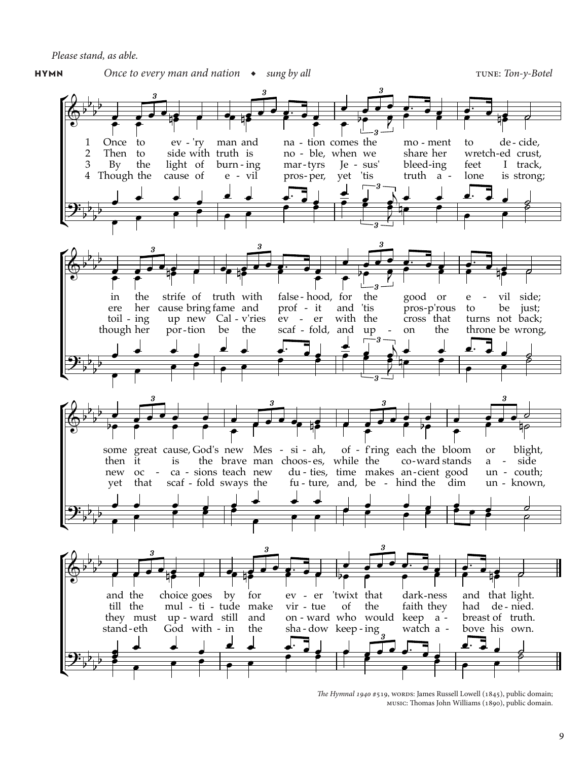*Please stand, as able.*

**HYMN** *Once to every man and nation* ◆ *sung by all* TUNE: *Ton-y-Botel*

1 Once to every man and nation comes the moment to decide,
in the strife of truth with falsehood, for the good or evil side;
some great cause, God's new Messiah, offering each the bloom or blight,
and the choice goes by for ever 'twixt that darkness and that light.

2 Then to side with truth is noble, when we share her wretched crust,
ere her cause bring fame and profit and 'tis prosp'rous to be just;
then it is the brave man chooses, while the coward stands aside
till the multitude make virtue of the faith they had denied.

3 By the light of burning martyrs Jesus' bleeding feet I track,
toiling up new Calv'ries ever with the cross that turns not back;
new occasions teach new duties, time makes ancient good uncouth;
they must upward still and onward who would keep abreast of truth.

4 Though the cause of evil prosper, yet 'tis truth alone is strong;
though her portion be the scaffold, and upon the throne be wrong,
yet that scaffold sways the future, and, behind the dim unknown,
standeth God within the shadow keeping watch above his own.

*The Hymnal 1940* #519, WORDS: James Russell Lowell (1845), public domain;
MUSIC: Thomas John Williams (1890), public domain.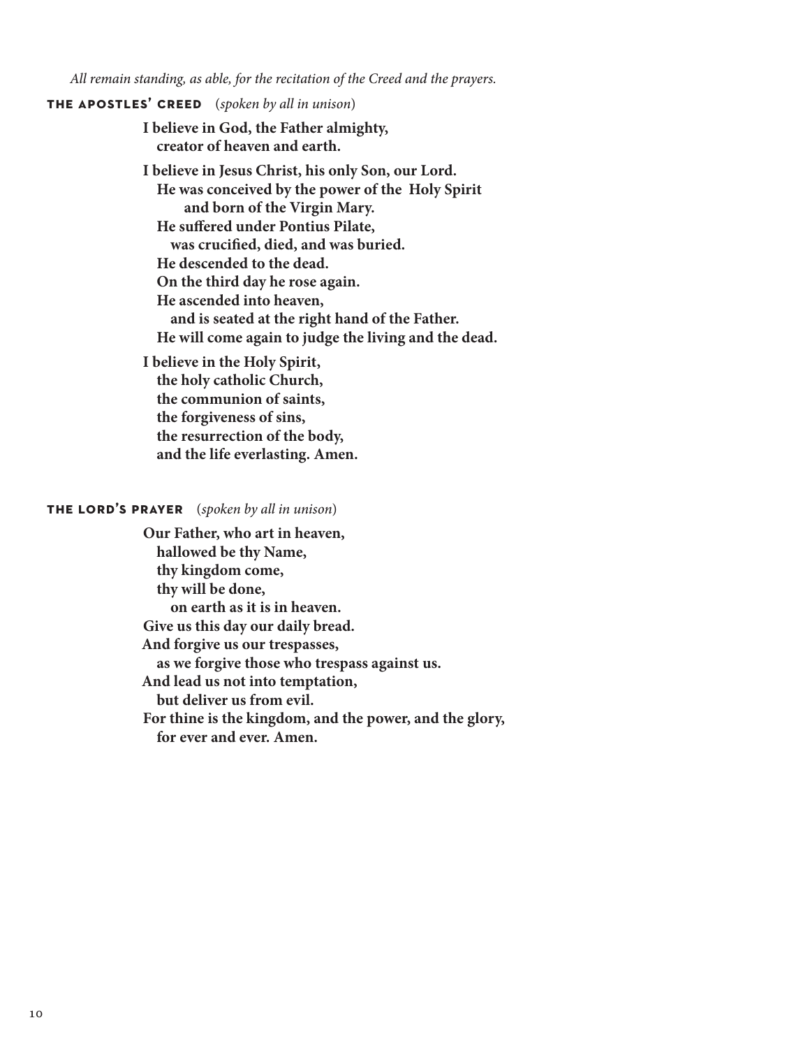*All remain standing, as able, for the recitation of the Creed and the prayers.*

## THE APOSTLES' CREED (*spoken by all in unison*)

**I believe in God, the Father almighty,**
**creator of heaven and earth.**

**I believe in Jesus Christ, his only Son, our Lord.**
**He was conceived by the power of the Holy Spirit**
**and born of the Virgin Mary.**
**He suffered under Pontius Pilate,**
**was crucified, died, and was buried.**
**He descended to the dead.**
**On the third day he rose again.**
**He ascended into heaven,**
**and is seated at the right hand of the Father.**
**He will come again to judge the living and the dead.**

**I believe in the Holy Spirit,**
**the holy catholic Church,**
**the communion of saints,**
**the forgiveness of sins,**
**the resurrection of the body,**
**and the life everlasting. Amen.**

## THE LORD'S PRAYER (*spoken by all in unison*)

**Our Father, who art in heaven,**
**hallowed be thy Name,**
**thy kingdom come,**
**thy will be done,**
**on earth as it is in heaven.**
**Give us this day our daily bread.**
**And forgive us our trespasses,**
**as we forgive those who trespass against us.**
**And lead us not into temptation,**
**but deliver us from evil.**
**For thine is the kingdom, and the power, and the glory,**
**for ever and ever. Amen.**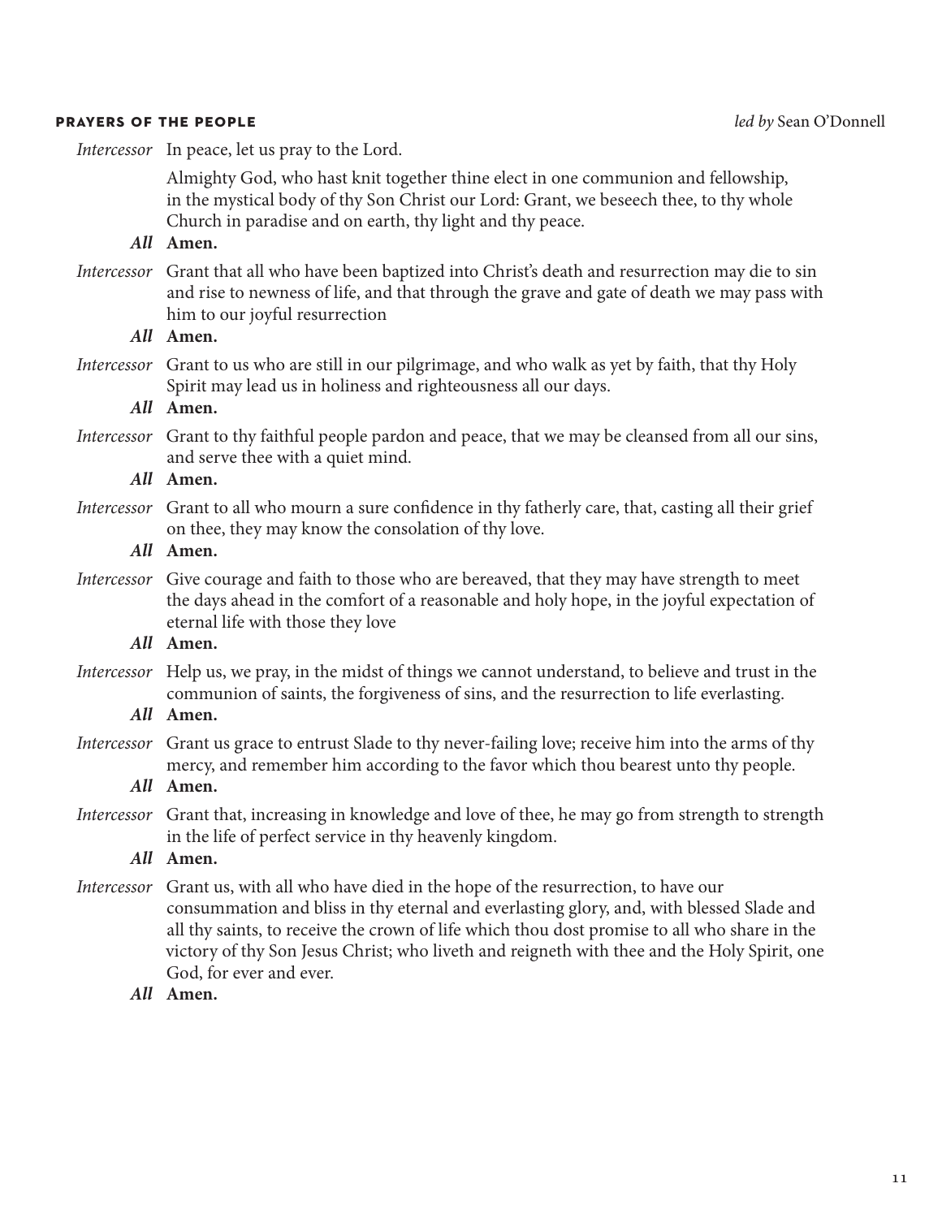## PRAYERS OF THE PEOPLE

*led by* Sean O'Donnell

*Intercessor* In peace, let us pray to the Lord.

Almighty God, who hast knit together thine elect in one communion and fellowship, in the mystical body of thy Son Christ our Lord: Grant, we beseech thee, to thy whole Church in paradise and on earth, thy light and thy peace.

***All*** **Amen.**

*Intercessor* Grant that all who have been baptized into Christ's death and resurrection may die to sin and rise to newness of life, and that through the grave and gate of death we may pass with him to our joyful resurrection

***All*** **Amen.**

*Intercessor* Grant to us who are still in our pilgrimage, and who walk as yet by faith, that thy Holy Spirit may lead us in holiness and righteousness all our days.

***All*** **Amen.**

*Intercessor* Grant to thy faithful people pardon and peace, that we may be cleansed from all our sins, and serve thee with a quiet mind.

***All*** **Amen.**

*Intercessor* Grant to all who mourn a sure confidence in thy fatherly care, that, casting all their grief on thee, they may know the consolation of thy love.

***All*** **Amen.**

*Intercessor* Give courage and faith to those who are bereaved, that they may have strength to meet the days ahead in the comfort of a reasonable and holy hope, in the joyful expectation of eternal life with those they love

***All*** **Amen.**

*Intercessor* Help us, we pray, in the midst of things we cannot understand, to believe and trust in the communion of saints, the forgiveness of sins, and the resurrection to life everlasting.

***All*** **Amen.**

*Intercessor* Grant us grace to entrust Slade to thy never-failing love; receive him into the arms of thy mercy, and remember him according to the favor which thou bearest unto thy people.

***All*** **Amen.**

*Intercessor* Grant that, increasing in knowledge and love of thee, he may go from strength to strength in the life of perfect service in thy heavenly kingdom.

***All*** **Amen.**

*Intercessor* Grant us, with all who have died in the hope of the resurrection, to have our consummation and bliss in thy eternal and everlasting glory, and, with blessed Slade and all thy saints, to receive the crown of life which thou dost promise to all who share in the victory of thy Son Jesus Christ; who liveth and reigneth with thee and the Holy Spirit, one God, for ever and ever.

***All*** **Amen.**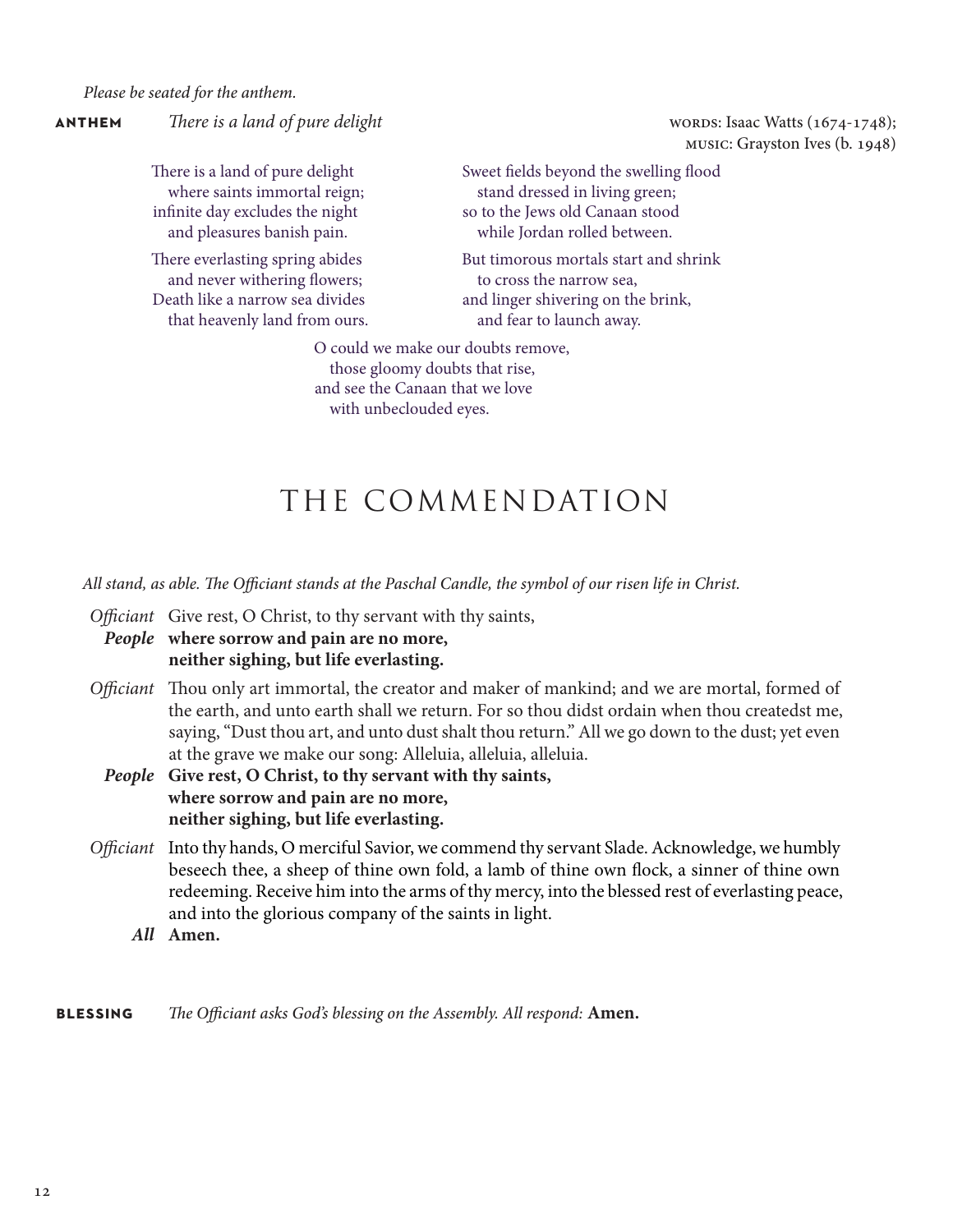*Please be seated for the anthem.*

**ANTHEM** *There is a land of pure delight*

WORDS: Isaac Watts (1674-1748); MUSIC: Grayston Ives (b. 1948)

There is a land of pure delight
where saints immortal reign;
infinite day excludes the night
and pleasures banish pain.

There everlasting spring abides
and never withering flowers;
Death like a narrow sea divides
that heavenly land from ours.

Sweet fields beyond the swelling flood
stand dressed in living green;
so to the Jews old Canaan stood
while Jordan rolled between.

But timorous mortals start and shrink
to cross the narrow sea,
and linger shivering on the brink,
and fear to launch away.

O could we make our doubts remove,
those gloomy doubts that rise,
and see the Canaan that we love
with unbeclouded eyes.

# THE COMMENDATION

*All stand, as able. The Officiant stands at the Paschal Candle, the symbol of our risen life in Christ.*

*Officiant* Give rest, O Christ, to thy servant with thy saints,
***People*** **where sorrow and pain are no more,**
**neither sighing, but life everlasting.**

*Officiant* Thou only art immortal, the creator and maker of mankind; and we are mortal, formed of the earth, and unto earth shall we return. For so thou didst ordain when thou createdst me, saying, "Dust thou art, and unto dust shalt thou return." All we go down to the dust; yet even at the grave we make our song: Alleluia, alleluia, alleluia.
***People*** **Give rest, O Christ, to thy servant with thy saints,**
**where sorrow and pain are no more,**
**neither sighing, but life everlasting.**

*Officiant* Into thy hands, O merciful Savior, we commend thy servant Slade. Acknowledge, we humbly beseech thee, a sheep of thine own fold, a lamb of thine own flock, a sinner of thine own redeeming. Receive him into the arms of thy mercy, into the blessed rest of everlasting peace, and into the glorious company of the saints in light.
***All*** **Amen.**

**BLESSING** *The Officiant asks God's blessing on the Assembly. All respond:* **Amen.**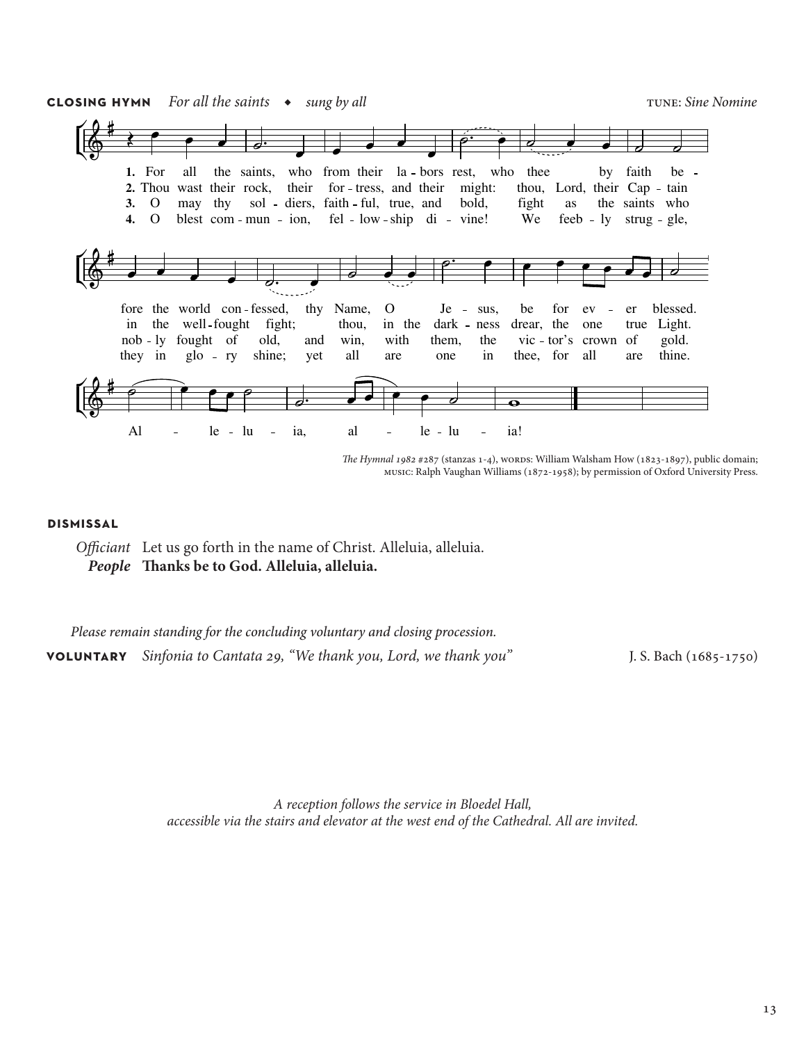**CLOSING HYMN** *For all the saints* ◆ *sung by all* TUNE: *Sine Nomine*

1. For all the saints, who from their labors rest, who thee by faith before the world confessed, thy Name, O Jesus, be for ever blessed. Alleluia, alleluia!

2. Thou wast their rock, their fortress, and their might: thou, Lord, their Captain in the well-fought fight; thou, in the darkness drear, the one true Light. Alleluia, alleluia!

3. O may thy soldiers, faithful, true, and bold, fight as the saints who nobly fought of old, and win, with them, the victor's crown of gold. Alleluia, alleluia!

4. O blest communion, fellowship divine! We feebly struggle, they in glory shine; yet all are one in thee, for all are thine. Alleluia, alleluia!

*The Hymnal 1982* #287 (stanzas 1-4), WORDS: William Walsham How (1823-1897), public domain; MUSIC: Ralph Vaughan Williams (1872-1958); by permission of Oxford University Press.

**DISMISSAL**

*Officiant* Let us go forth in the name of Christ. Alleluia, alleluia.
***People*** **Thanks be to God. Alleluia, alleluia.**

*Please remain standing for the concluding voluntary and closing procession.*

**VOLUNTARY** *Sinfonia to Cantata 29, "We thank you, Lord, we thank you"* J. S. Bach (1685-1750)

*A reception follows the service in Bloedel Hall, accessible via the stairs and elevator at the west end of the Cathedral. All are invited.*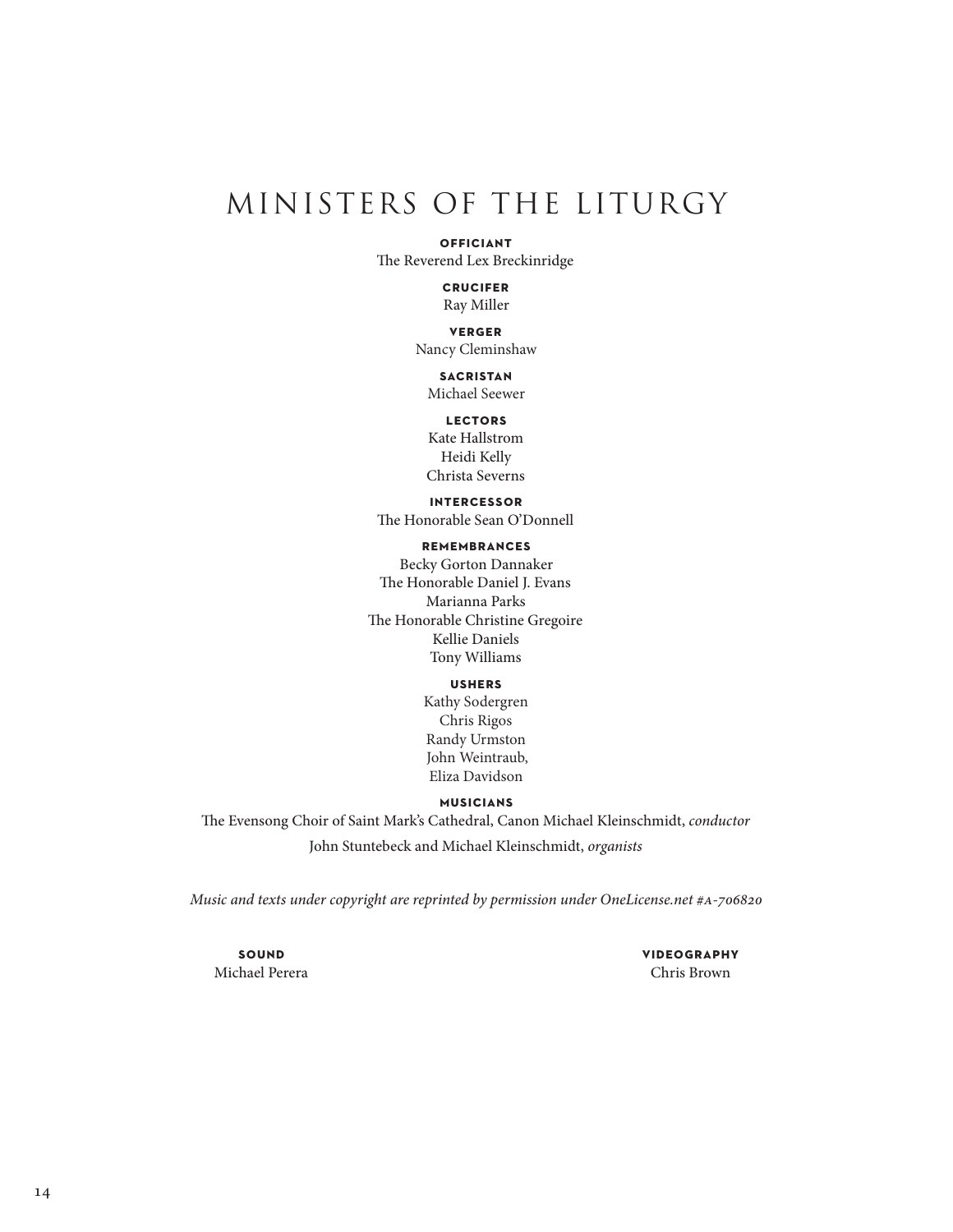# MINISTERS OF THE LITURGY

**OFFICIANT**
The Reverend Lex Breckinridge

**CRUCIFER**
Ray Miller

**VERGER**
Nancy Cleminshaw

**SACRISTAN**
Michael Seewer

**LECTORS**
Kate Hallstrom
Heidi Kelly
Christa Severns

**INTERCESSOR**
The Honorable Sean O'Donnell

**REMEMBRANCES**
Becky Gorton Dannaker
The Honorable Daniel J. Evans
Marianna Parks
The Honorable Christine Gregoire
Kellie Daniels
Tony Williams

**USHERS**
Kathy Sodergren
Chris Rigos
Randy Urmston
John Weintraub,
Eliza Davidson

**MUSICIANS**
The Evensong Choir of Saint Mark's Cathedral, Canon Michael Kleinschmidt, *conductor*
John Stuntebeck and Michael Kleinschmidt, *organists*

*Music and texts under copyright are reprinted by permission under OneLicense.net #A-706820*

**SOUND**
Michael Perera

**VIDEOGRAPHY**
Chris Brown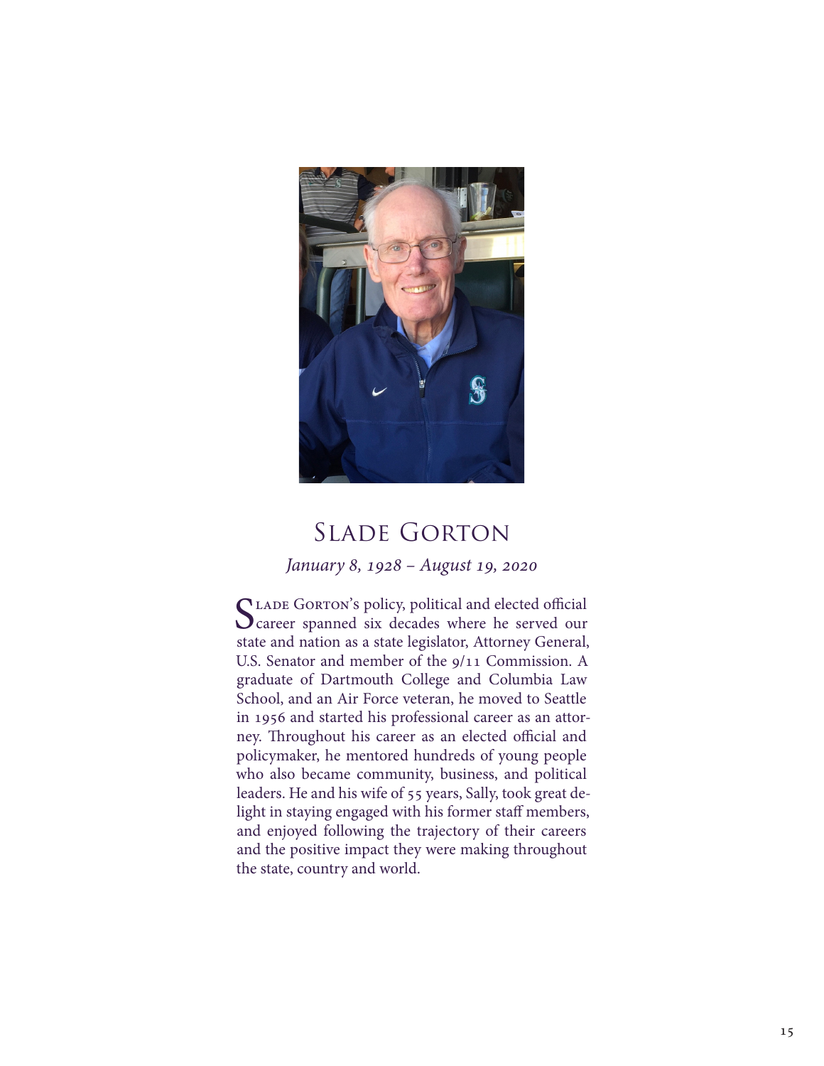# Slade Gorton

*January 8, 1928 – August 19, 2020*

Slade Gorton's policy, political and elected official career spanned six decades where he served our state and nation as a state legislator, Attorney General, U.S. Senator and member of the 9/11 Commission. A graduate of Dartmouth College and Columbia Law School, and an Air Force veteran, he moved to Seattle in 1956 and started his professional career as an attorney. Throughout his career as an elected official and policymaker, he mentored hundreds of young people who also became community, business, and political leaders. He and his wife of 55 years, Sally, took great delight in staying engaged with his former staff members, and enjoyed following the trajectory of their careers and the positive impact they were making throughout the state, country and world.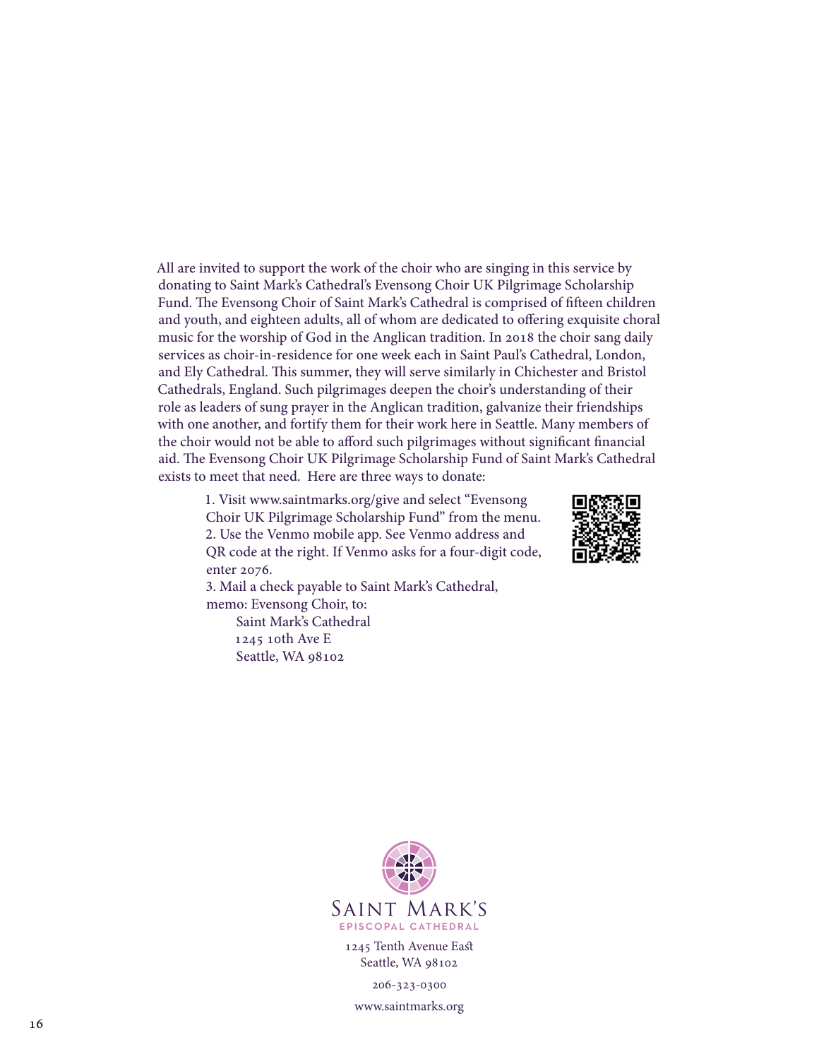All are invited to support the work of the choir who are singing in this service by donating to Saint Mark's Cathedral's Evensong Choir UK Pilgrimage Scholarship Fund. The Evensong Choir of Saint Mark's Cathedral is comprised of fifteen children and youth, and eighteen adults, all of whom are dedicated to offering exquisite choral music for the worship of God in the Anglican tradition. In 2018 the choir sang daily services as choir-in-residence for one week each in Saint Paul's Cathedral, London, and Ely Cathedral. This summer, they will serve similarly in Chichester and Bristol Cathedrals, England. Such pilgrimages deepen the choir's understanding of their role as leaders of sung prayer in the Anglican tradition, galvanize their friendships with one another, and fortify them for their work here in Seattle. Many members of the choir would not be able to afford such pilgrimages without significant financial aid. The Evensong Choir UK Pilgrimage Scholarship Fund of Saint Mark's Cathedral exists to meet that need. Here are three ways to donate:

1. Visit www.saintmarks.org/give and select "Evensong Choir UK Pilgrimage Scholarship Fund" from the menu.
2. Use the Venmo mobile app. See Venmo address and QR code at the right. If Venmo asks for a four-digit code, enter 2076.
3. Mail a check payable to Saint Mark's Cathedral, memo: Evensong Choir, to:
   Saint Mark's Cathedral
   1245 10th Ave E
   Seattle, WA 98102

SAINT MARK'S
EPISCOPAL CATHEDRAL

1245 Tenth Avenue East
Seattle, WA 98102

206-323-0300

www.saintmarks.org